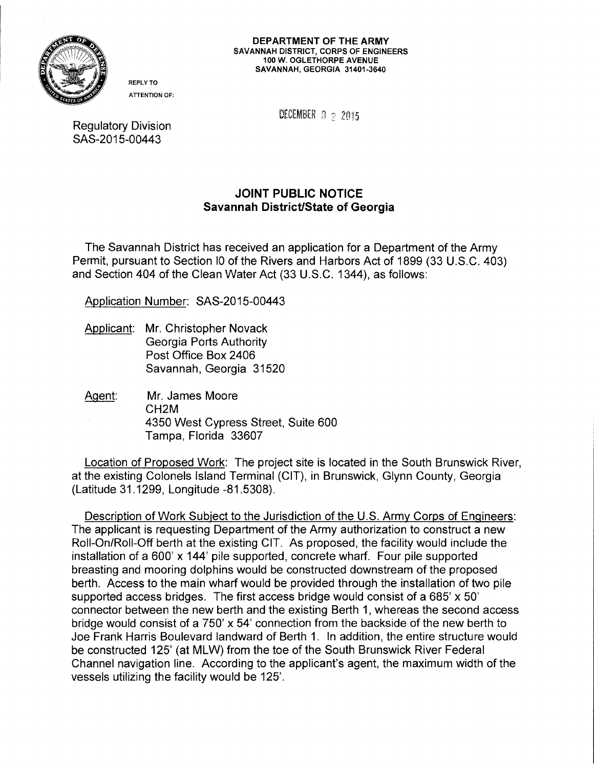**DEPARTMENT OF THE ARMY**
**SAVANNAH DISTRICT, CORPS OF ENGINEERS**
**100 W. OGLETHORPE AVENUE**
**SAVANNAH, GEORGIA 31401-3640**

REPLY TO
ATTENTION OF:

DECEMBER 2 2015

Regulatory Division
SAS-2015-00443

## JOINT PUBLIC NOTICE
### Savannah District/State of Georgia

The Savannah District has received an application for a Department of the Army Permit, pursuant to Section I0 of the Rivers and Harbors Act of 1899 (33 U.S.C. 403) and Section 404 of the Clean Water Act (33 U.S.C. 1344), as follows:

Application Number: SAS-2015-00443

Applicant: Mr. Christopher Novack
Georgia Ports Authority
Post Office Box 2406
Savannah, Georgia 31520

Agent: Mr. James Moore
CH2M
4350 West Cypress Street, Suite 600
Tampa, Florida 33607

Location of Proposed Work: The project site is located in the South Brunswick River, at the existing Colonels Island Terminal (CIT), in Brunswick, Glynn County, Georgia (Latitude 31.1299, Longitude -81.5308).

Description of Work Subject to the Jurisdiction of the U.S. Army Corps of Engineers: The applicant is requesting Department of the Army authorization to construct a new Roll-On/Roll-Off berth at the existing CIT. As proposed, the facility would include the installation of a 600' x 144' pile supported, concrete wharf. Four pile supported breasting and mooring dolphins would be constructed downstream of the proposed berth. Access to the main wharf would be provided through the installation of two pile supported access bridges. The first access bridge would consist of a 685' x 50' connector between the new berth and the existing Berth 1, whereas the second access bridge would consist of a 750' x 54' connection from the backside of the new berth to Joe Frank Harris Boulevard landward of Berth 1. In addition, the entire structure would be constructed 125' (at MLW) from the toe of the South Brunswick River Federal Channel navigation line. According to the applicant's agent, the maximum width of the vessels utilizing the facility would be 125'.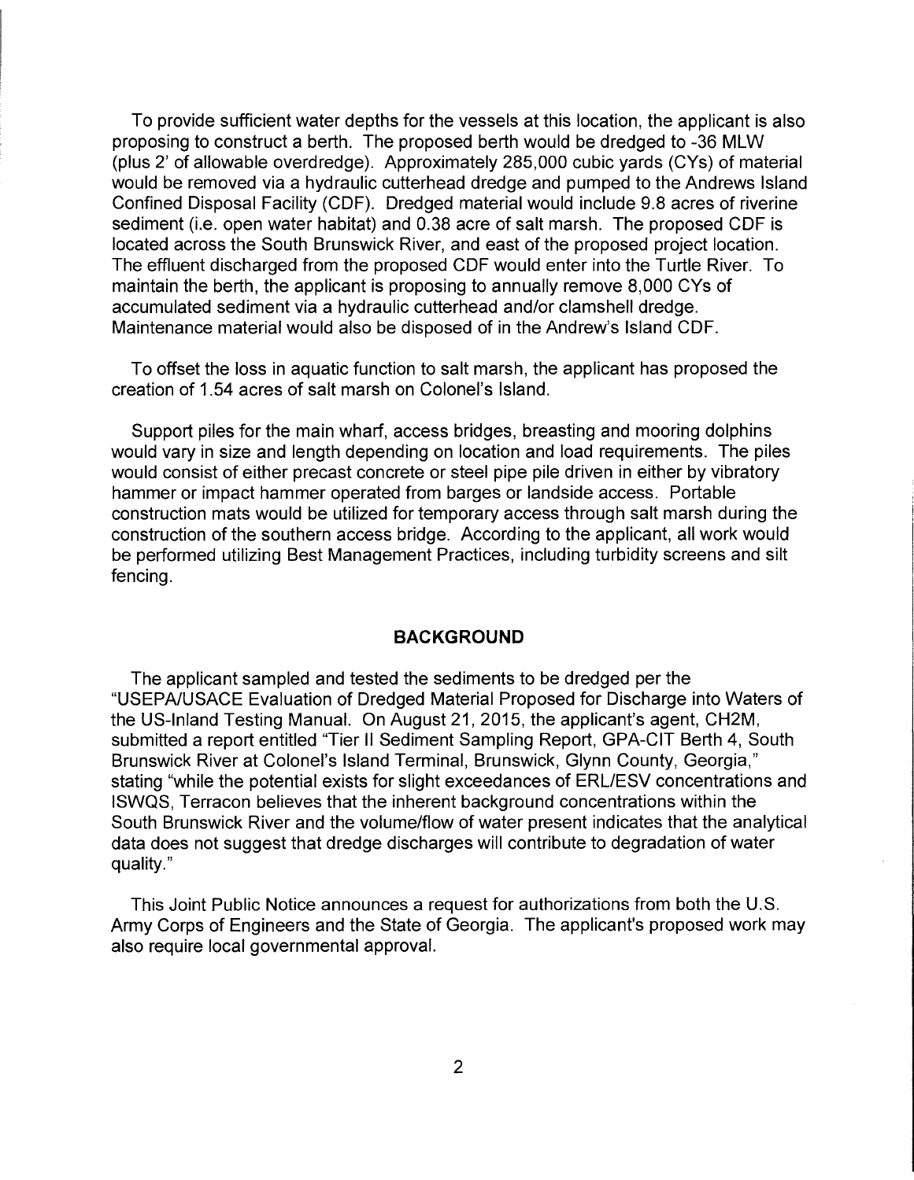To provide sufficient water depths for the vessels at this location, the applicant is also proposing to construct a berth. The proposed berth would be dredged to -36 MLW (plus 2' of allowable overdredge). Approximately 285,000 cubic yards (CYs) of material would be removed via a hydraulic cutterhead dredge and pumped to the Andrews Island Confined Disposal Facility (CDF). Dredged material would include 9.8 acres of riverine sediment (i.e. open water habitat) and 0.38 acre of salt marsh. The proposed CDF is located across the South Brunswick River, and east of the proposed project location. The effluent discharged from the proposed CDF would enter into the Turtle River. To maintain the berth, the applicant is proposing to annually remove 8,000 CYs of accumulated sediment via a hydraulic cutterhead and/or clamshell dredge. Maintenance material would also be disposed of in the Andrew's Island CDF.

To offset the loss in aquatic function to salt marsh, the applicant has proposed the creation of 1.54 acres of salt marsh on Colonel's Island.

Support piles for the main wharf, access bridges, breasting and mooring dolphins would vary in size and length depending on location and load requirements. The piles would consist of either precast concrete or steel pipe pile driven in either by vibratory hammer or impact hammer operated from barges or landside access. Portable construction mats would be utilized for temporary access through salt marsh during the construction of the southern access bridge. According to the applicant, all work would be performed utilizing Best Management Practices, including turbidity screens and silt fencing.

## BACKGROUND

The applicant sampled and tested the sediments to be dredged per the "USEPA/USACE Evaluation of Dredged Material Proposed for Discharge into Waters of the US-Inland Testing Manual. On August 21, 2015, the applicant's agent, CH2M, submitted a report entitled "Tier II Sediment Sampling Report, GPA-CIT Berth 4, South Brunswick River at Colonel's Island Terminal, Brunswick, Glynn County, Georgia," stating "while the potential exists for slight exceedances of ERL/ESV concentrations and ISWQS, Terracon believes that the inherent background concentrations within the South Brunswick River and the volume/flow of water present indicates that the analytical data does not suggest that dredge discharges will contribute to degradation of water quality."

This Joint Public Notice announces a request for authorizations from both the U.S. Army Corps of Engineers and the State of Georgia. The applicant's proposed work may also require local governmental approval.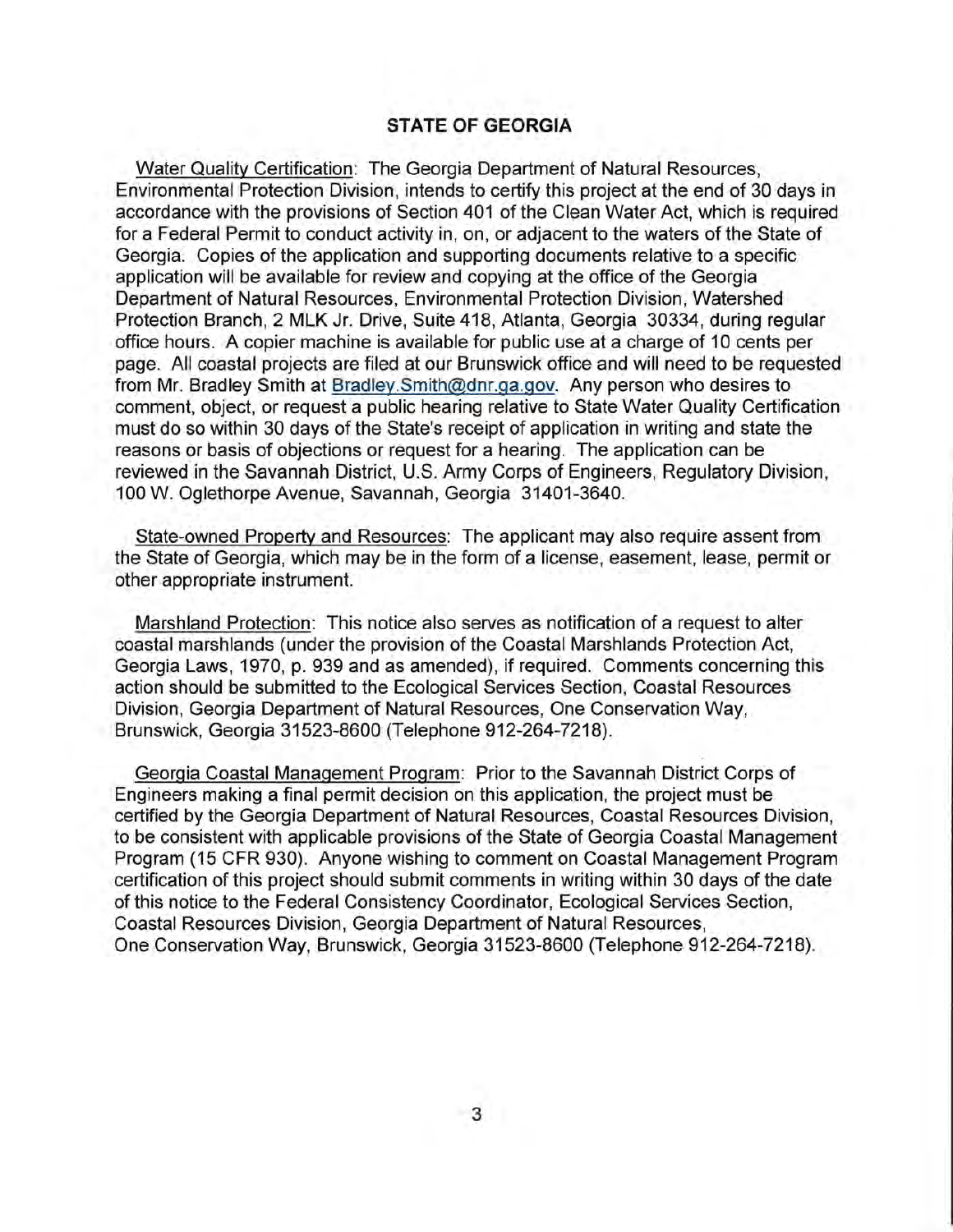## STATE OF GEORGIA

Water Quality Certification: The Georgia Department of Natural Resources, Environmental Protection Division, intends to certify this project at the end of 30 days in accordance with the provisions of Section 401 of the Clean Water Act, which is required for a Federal Permit to conduct activity in, on, or adjacent to the waters of the State of Georgia. Copies of the application and supporting documents relative to a specific application will be available for review and copying at the office of the Georgia Department of Natural Resources, Environmental Protection Division, Watershed Protection Branch, 2 MLK Jr. Drive, Suite 418, Atlanta, Georgia 30334, during regular office hours. A copier machine is available for public use at a charge of 10 cents per page. All coastal projects are filed at our Brunswick office and will need to be requested from Mr. Bradley Smith at Bradley.Smith@dnr.ga.gov. Any person who desires to comment, object, or request a public hearing relative to State Water Quality Certification must do so within 30 days of the State's receipt of application in writing and state the reasons or basis of objections or request for a hearing. The application can be reviewed in the Savannah District, U.S. Army Corps of Engineers, Regulatory Division, 100 W. Oglethorpe Avenue, Savannah, Georgia 31401-3640.

State-owned Property and Resources: The applicant may also require assent from the State of Georgia, which may be in the form of a license, easement, lease, permit or other appropriate instrument.

Marshland Protection: This notice also serves as notification of a request to alter coastal marshlands (under the provision of the Coastal Marshlands Protection Act, Georgia Laws, 1970, p. 939 and as amended), if required. Comments concerning this action should be submitted to the Ecological Services Section, Coastal Resources Division, Georgia Department of Natural Resources, One Conservation Way, Brunswick, Georgia 31523-8600 (Telephone 912-264-7218).

Georgia Coastal Management Program: Prior to the Savannah District Corps of Engineers making a final permit decision on this application, the project must be certified by the Georgia Department of Natural Resources, Coastal Resources Division, to be consistent with applicable provisions of the State of Georgia Coastal Management Program (15 CFR 930). Anyone wishing to comment on Coastal Management Program certification of this project should submit comments in writing within 30 days of the date of this notice to the Federal Consistency Coordinator, Ecological Services Section, Coastal Resources Division, Georgia Department of Natural Resources, One Conservation Way, Brunswick, Georgia 31523-8600 (Telephone 912-264-7218).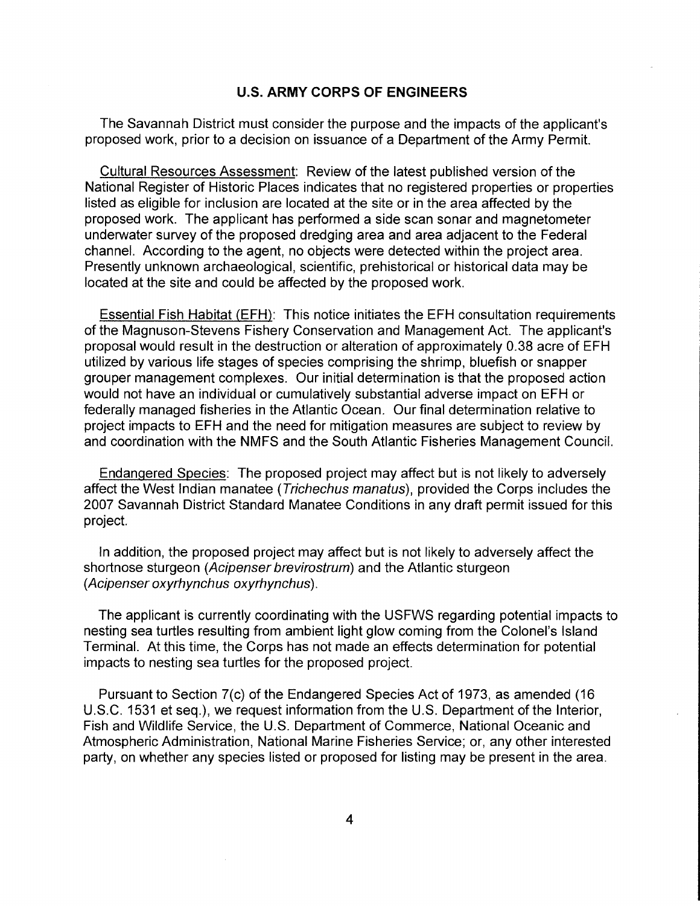## U.S. ARMY CORPS OF ENGINEERS

The Savannah District must consider the purpose and the impacts of the applicant's proposed work, prior to a decision on issuance of a Department of the Army Permit.

Cultural Resources Assessment: Review of the latest published version of the National Register of Historic Places indicates that no registered properties or properties listed as eligible for inclusion are located at the site or in the area affected by the proposed work. The applicant has performed a side scan sonar and magnetometer underwater survey of the proposed dredging area and area adjacent to the Federal channel. According to the agent, no objects were detected within the project area. Presently unknown archaeological, scientific, prehistorical or historical data may be located at the site and could be affected by the proposed work.

Essential Fish Habitat (EFH): This notice initiates the EFH consultation requirements of the Magnuson-Stevens Fishery Conservation and Management Act. The applicant's proposal would result in the destruction or alteration of approximately 0.38 acre of EFH utilized by various life stages of species comprising the shrimp, bluefish or snapper grouper management complexes. Our initial determination is that the proposed action would not have an individual or cumulatively substantial adverse impact on EFH or federally managed fisheries in the Atlantic Ocean. Our final determination relative to project impacts to EFH and the need for mitigation measures are subject to review by and coordination with the NMFS and the South Atlantic Fisheries Management Council.

Endangered Species: The proposed project may affect but is not likely to adversely affect the West Indian manatee (*Trichechus manatus*), provided the Corps includes the 2007 Savannah District Standard Manatee Conditions in any draft permit issued for this project.

In addition, the proposed project may affect but is not likely to adversely affect the shortnose sturgeon (*Acipenser brevirostrum*) and the Atlantic sturgeon (*Acipenser oxyrhynchus oxyrhynchus*).

The applicant is currently coordinating with the USFWS regarding potential impacts to nesting sea turtles resulting from ambient light glow coming from the Colonel's Island Terminal. At this time, the Corps has not made an effects determination for potential impacts to nesting sea turtles for the proposed project.

Pursuant to Section 7(c) of the Endangered Species Act of 1973, as amended (16 U.S.C. 1531 et seq.), we request information from the U.S. Department of the Interior, Fish and Wildlife Service, the U.S. Department of Commerce, National Oceanic and Atmospheric Administration, National Marine Fisheries Service; or, any other interested party, on whether any species listed or proposed for listing may be present in the area.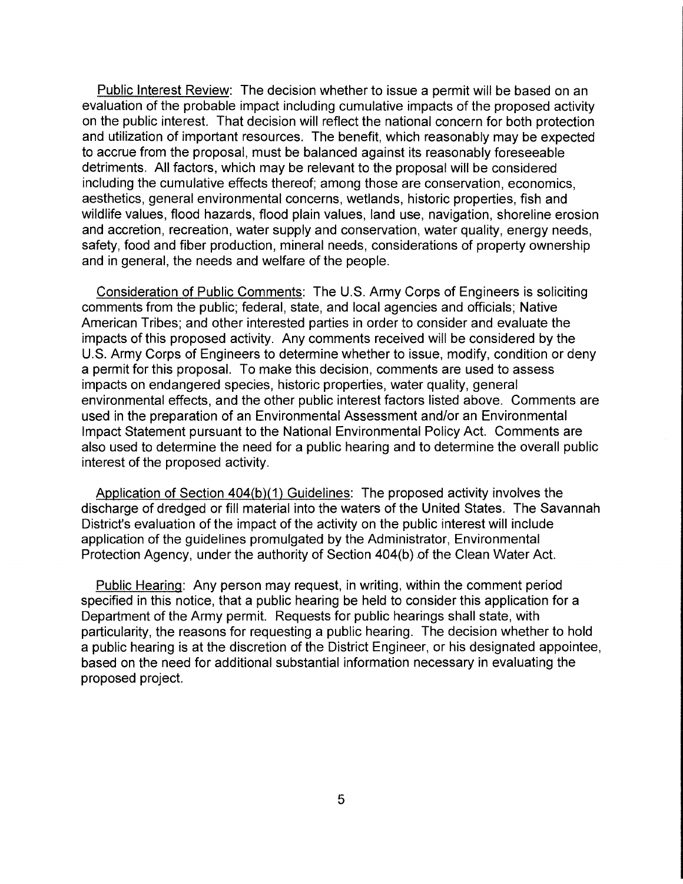<u>Public Interest Review</u>: The decision whether to issue a permit will be based on an evaluation of the probable impact including cumulative impacts of the proposed activity on the public interest. That decision will reflect the national concern for both protection and utilization of important resources. The benefit, which reasonably may be expected to accrue from the proposal, must be balanced against its reasonably foreseeable detriments. All factors, which may be relevant to the proposal will be considered including the cumulative effects thereof; among those are conservation, economics, aesthetics, general environmental concerns, wetlands, historic properties, fish and wildlife values, flood hazards, flood plain values, land use, navigation, shoreline erosion and accretion, recreation, water supply and conservation, water quality, energy needs, safety, food and fiber production, mineral needs, considerations of property ownership and in general, the needs and welfare of the people.

<u>Consideration of Public Comments</u>: The U.S. Army Corps of Engineers is soliciting comments from the public; federal, state, and local agencies and officials; Native American Tribes; and other interested parties in order to consider and evaluate the impacts of this proposed activity. Any comments received will be considered by the U.S. Army Corps of Engineers to determine whether to issue, modify, condition or deny a permit for this proposal. To make this decision, comments are used to assess impacts on endangered species, historic properties, water quality, general environmental effects, and the other public interest factors listed above. Comments are used in the preparation of an Environmental Assessment and/or an Environmental Impact Statement pursuant to the National Environmental Policy Act. Comments are also used to determine the need for a public hearing and to determine the overall public interest of the proposed activity.

<u>Application of Section 404(b)(1) Guidelines</u>: The proposed activity involves the discharge of dredged or fill material into the waters of the United States. The Savannah District's evaluation of the impact of the activity on the public interest will include application of the guidelines promulgated by the Administrator, Environmental Protection Agency, under the authority of Section 404(b) of the Clean Water Act.

<u>Public Hearing</u>: Any person may request, in writing, within the comment period specified in this notice, that a public hearing be held to consider this application for a Department of the Army permit. Requests for public hearings shall state, with particularity, the reasons for requesting a public hearing. The decision whether to hold a public hearing is at the discretion of the District Engineer, or his designated appointee, based on the need for additional substantial information necessary in evaluating the proposed project.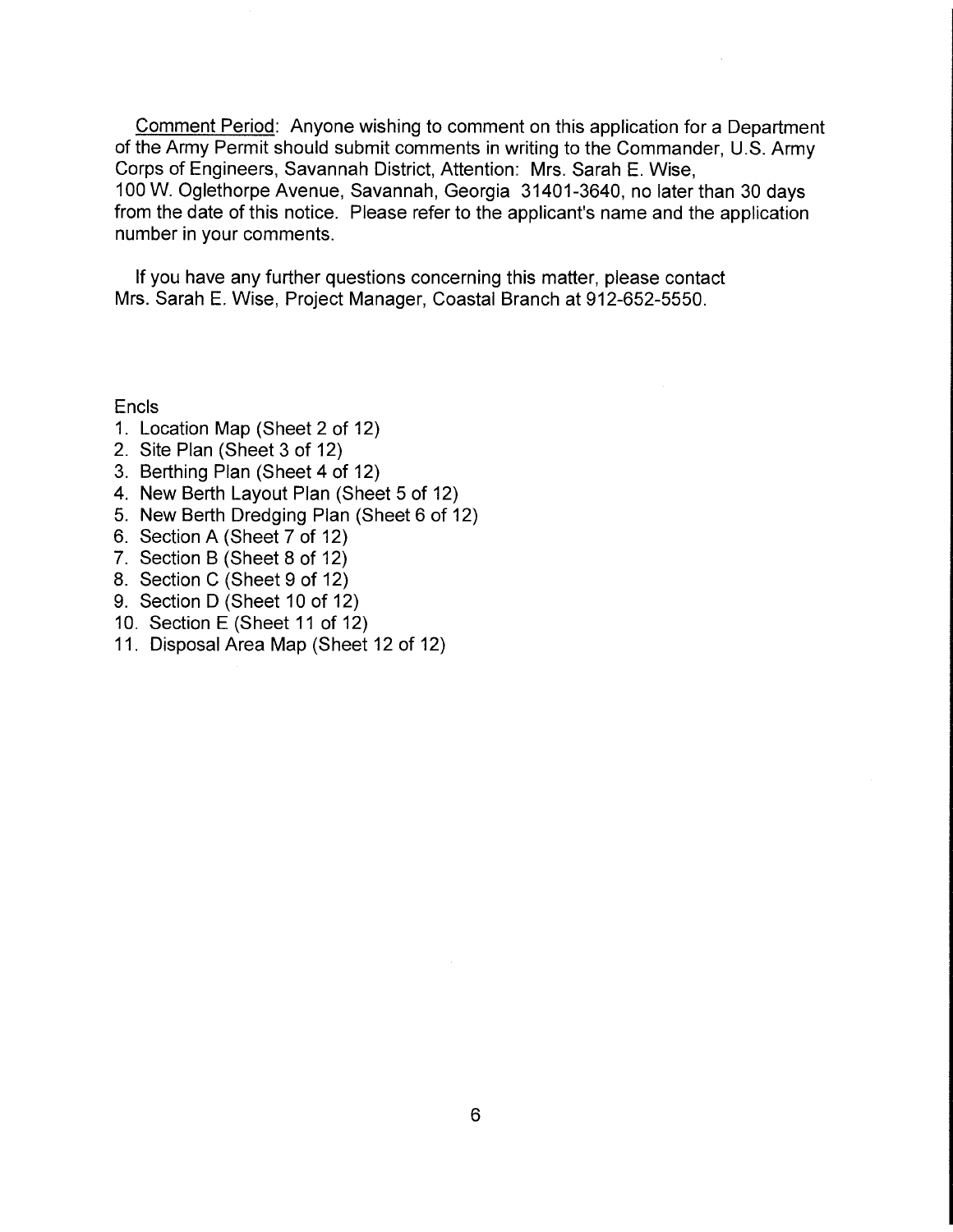Comment Period: Anyone wishing to comment on this application for a Department of the Army Permit should submit comments in writing to the Commander, U.S. Army Corps of Engineers, Savannah District, Attention: Mrs. Sarah E. Wise, 100 W. Oglethorpe Avenue, Savannah, Georgia 31401-3640, no later than 30 days from the date of this notice. Please refer to the applicant's name and the application number in your comments.

If you have any further questions concerning this matter, please contact Mrs. Sarah E. Wise, Project Manager, Coastal Branch at 912-652-5550.

Encls
1. Location Map (Sheet 2 of 12)
2. Site Plan (Sheet 3 of 12)
3. Berthing Plan (Sheet 4 of 12)
4. New Berth Layout Plan (Sheet 5 of 12)
5. New Berth Dredging Plan (Sheet 6 of 12)
6. Section A (Sheet 7 of 12)
7. Section B (Sheet 8 of 12)
8. Section C (Sheet 9 of 12)
9. Section D (Sheet 10 of 12)
10. Section E (Sheet 11 of 12)
11. Disposal Area Map (Sheet 12 of 12)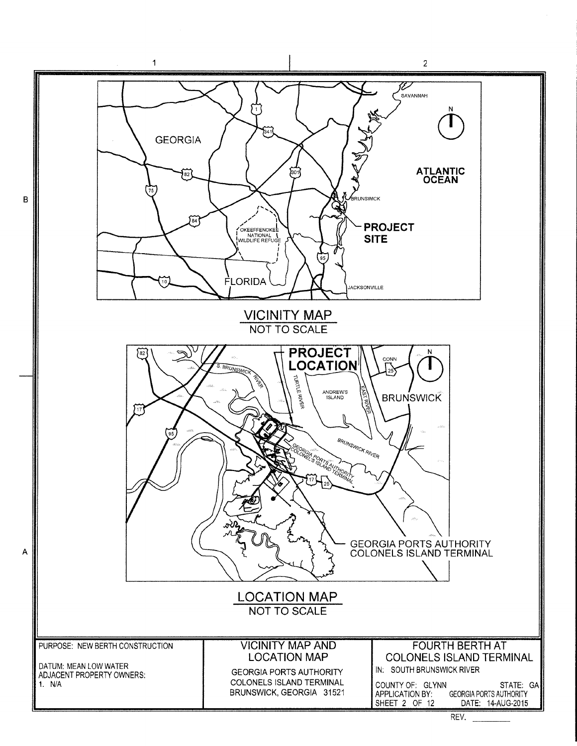## VICINITY MAP

NOT TO SCALE

## LOCATION MAP

NOT TO SCALE

| PURPOSE: NEW BERTH CONSTRUCTION<br><br>DATUM: MEAN LOW WATER<br>ADJACENT PROPERTY OWNERS:<br>1. N/A | VICINITY MAP AND LOCATION MAP<br><br>GEORGIA PORTS AUTHORITY<br>COLONELS ISLAND TERMINAL<br>BRUNSWICK, GEORGIA 31521 | FOURTH BERTH AT COLONELS ISLAND TERMINAL<br>IN: SOUTH BRUNSWICK RIVER<br><br>COUNTY OF: GLYNN STATE: GA<br>APPLICATION BY: GEORGIA PORTS AUTHORITY<br>SHEET 2 OF 12 DATE: 14-AUG-2015 |
|---|---|---|

REV. ________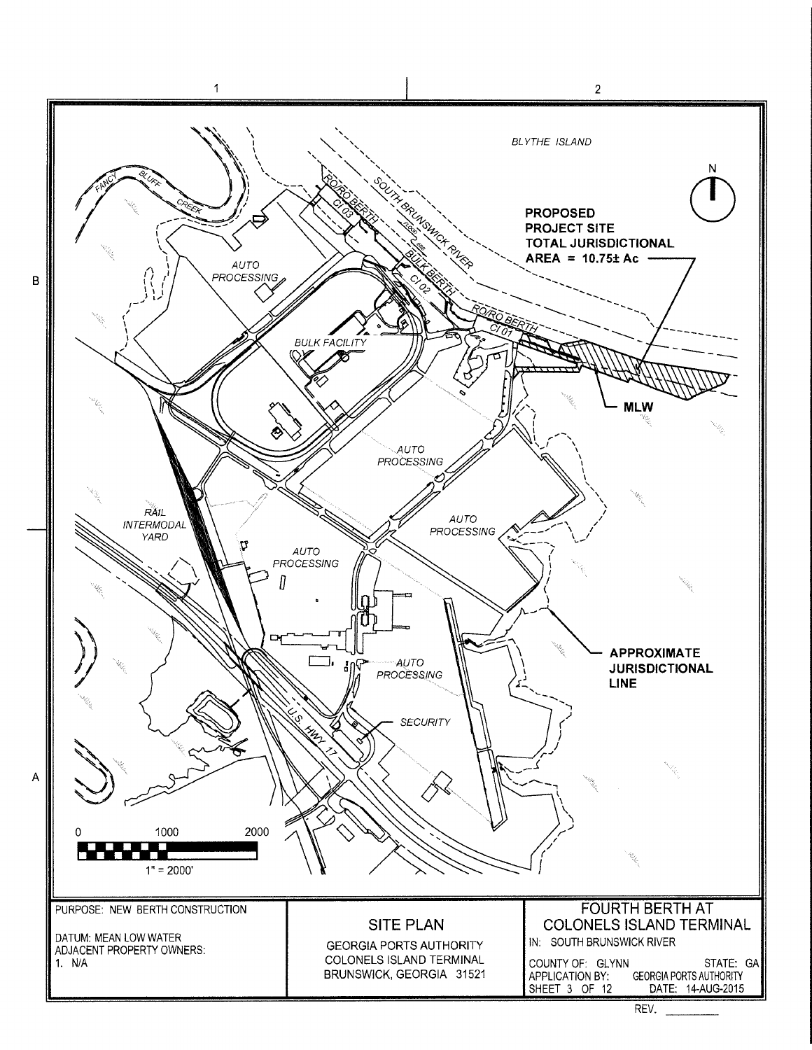BLYTHE ISLAND

FANCY BLUFF CREEK

SOUTH BRUNSWICK RIVER

RO/RO BERTH CI 03

BULK BERTH CI 02

RO/RO BERTH CI 01

**PROPOSED PROJECT SITE TOTAL JURISDICTIONAL AREA = 10.75± Ac**

**MLW**

AUTO PROCESSING

BULK FACILITY

AUTO PROCESSING

AUTO PROCESSING

RAIL INTERMODAL YARD

AUTO PROCESSING

AUTO PROCESSING

SECURITY

U.S. HWY 17

**APPROXIMATE JURISDICTIONAL LINE**

N

0 1000 2000

1" = 2000'

| PURPOSE: NEW BERTH CONSTRUCTION<br><br>DATUM: MEAN LOW WATER<br>ADJACENT PROPERTY OWNERS:<br>1. N/A | SITE PLAN<br>GEORGIA PORTS AUTHORITY<br>COLONELS ISLAND TERMINAL<br>BRUNSWICK, GEORGIA 31521 | FOURTH BERTH AT COLONELS ISLAND TERMINAL<br>IN: SOUTH BRUNSWICK RIVER<br><br>COUNTY OF: GLYNN STATE: GA<br>APPLICATION BY: GEORGIA PORTS AUTHORITY<br>SHEET 3 OF 12 DATE: 14-AUG-2015 |
|---|---|---|

REV. ________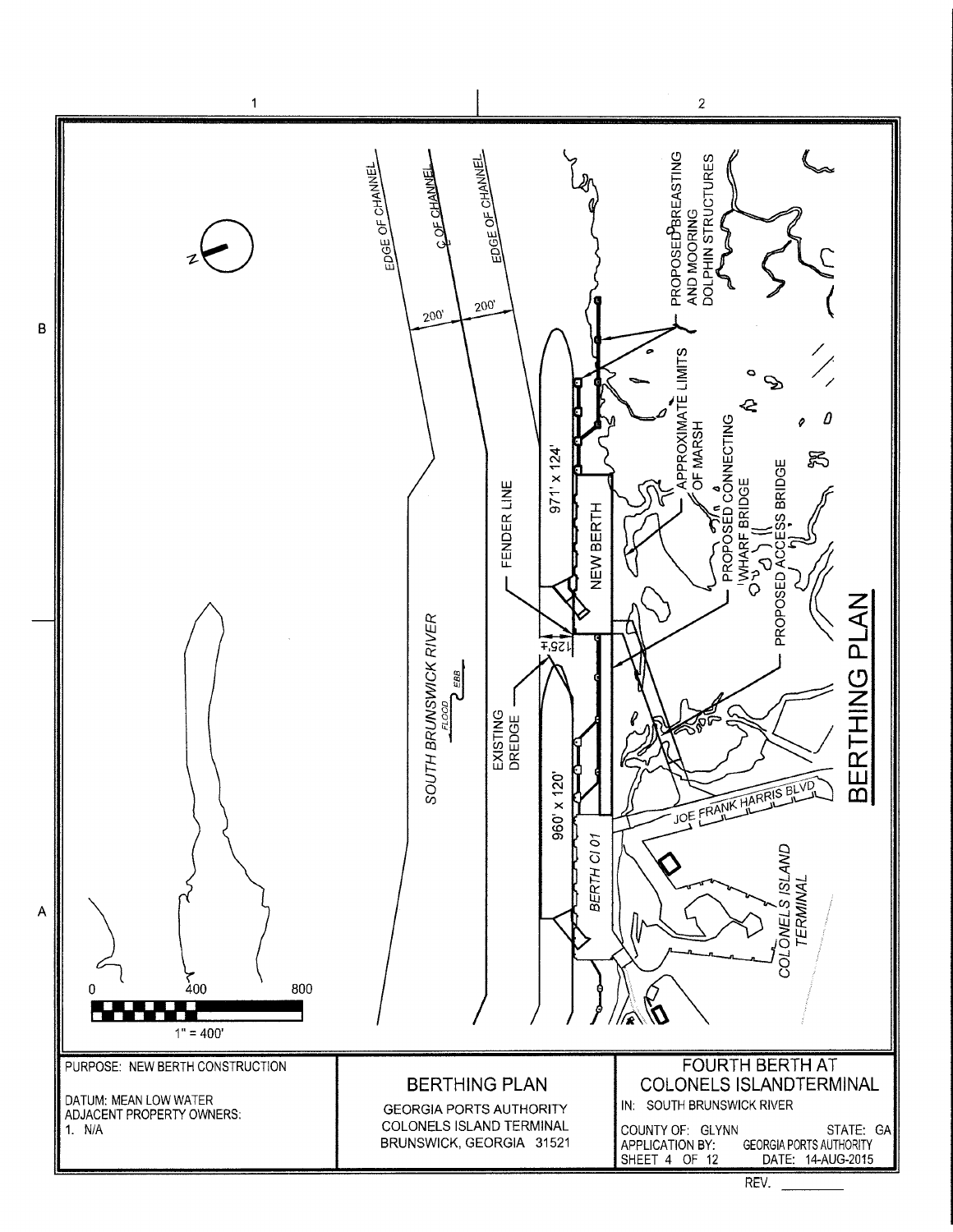# BERTHING PLAN

SOUTH BRUNSWICK RIVER

FLOOD EBB

EDGE OF CHANNEL

℄ OF CHANNEL

EDGE OF CHANNEL

200'

200'

PROPOSED BREASTING AND MOORING DOLPHIN STRUCTURES

APPROXIMATE LIMITS OF MARSH

PROPOSED CONNECTING WHARF BRIDGE

PROPOSED ACCESS BRIDGE

FENDER LINE

971' x 124'

NEW BERTH

125'±

EXISTING DREDGE

960' x 120'

BERTH CI 01

JOE FRANK HARRIS BLVD

COLONELS ISLAND TERMINAL

0 400 800

1" = 400'

| PURPOSE: NEW BERTH CONSTRUCTION<br><br>DATUM: MEAN LOW WATER<br>ADJACENT PROPERTY OWNERS:<br>1. N/A | BERTHING PLAN<br>GEORGIA PORTS AUTHORITY<br>COLONELS ISLAND TERMINAL<br>BRUNSWICK, GEORGIA 31521 | FOURTH BERTH AT COLONELS ISLANDTERMINAL<br>IN: SOUTH BRUNSWICK RIVER<br>COUNTY OF: GLYNN STATE: GA<br>APPLICATION BY: GEORGIA PORTS AUTHORITY<br>SHEET 4 OF 12 DATE: 14-AUG-2015 |
|---|---|---|

REV. ________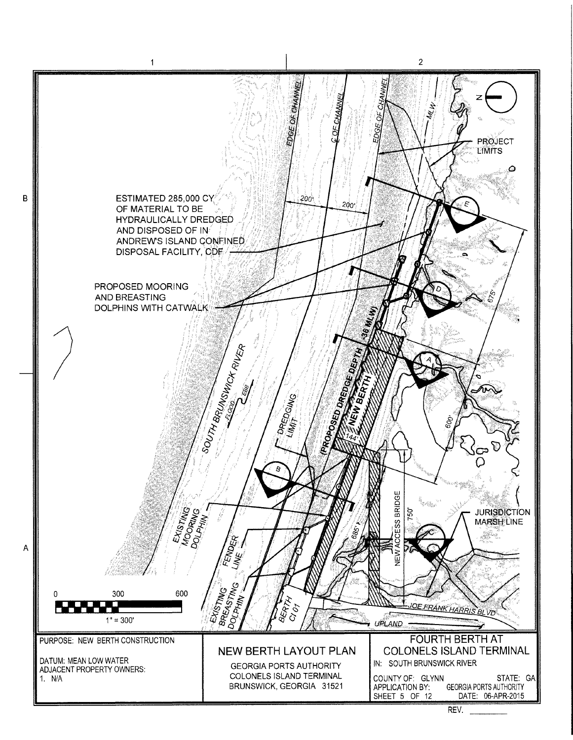ESTIMATED 285,000 CY OF MATERIAL TO BE HYDRAULICALLY DREDGED AND DISPOSED OF IN ANDREW'S ISLAND CONFINED DISPOSAL FACILITY, CDF

PROPOSED MOORING AND BREASTING DOLPHINS WITH CATWALK

EDGE OF CHANNEL

℄ OF CHANNEL

EDGE OF CHANNEL

MLW

PROJECT LIMITS

200'

200'

SOUTH BRUNSWICK RIVER

FLOOD

EBB

DREDGING LIMIT

(PROPOSED DREDGE DEPTH -36 MLW)

NEW BERTH

144'

675'

600'

750'

685'

NEW ACCESS BRIDGE

JURISDICTION MARSH LINE

EXISTING MOORING DOLPHIN

FENDER LINE

EXISTING BREASTING DOLPHIN

BERTH CI 01

JOE FRANK HARRIS BLVD

UPLAND

0 300 600

1" = 300'

| PURPOSE: NEW BERTH CONSTRUCTION<br><br>DATUM: MEAN LOW WATER<br>ADJACENT PROPERTY OWNERS:<br>1. N/A | NEW BERTH LAYOUT PLAN<br><br>GEORGIA PORTS AUTHORITY<br>COLONELS ISLAND TERMINAL<br>BRUNSWICK, GEORGIA 31521 | FOURTH BERTH AT COLONELS ISLAND TERMINAL<br>IN: SOUTH BRUNSWICK RIVER<br><br>COUNTY OF: GLYNN STATE: GA<br>APPLICATION BY: GEORGIA PORTS AUTHORITY<br>SHEET 5 OF 12 DATE: 06-APR-2015 |
|---|---|---|

REV. \_\_\_\_\_\_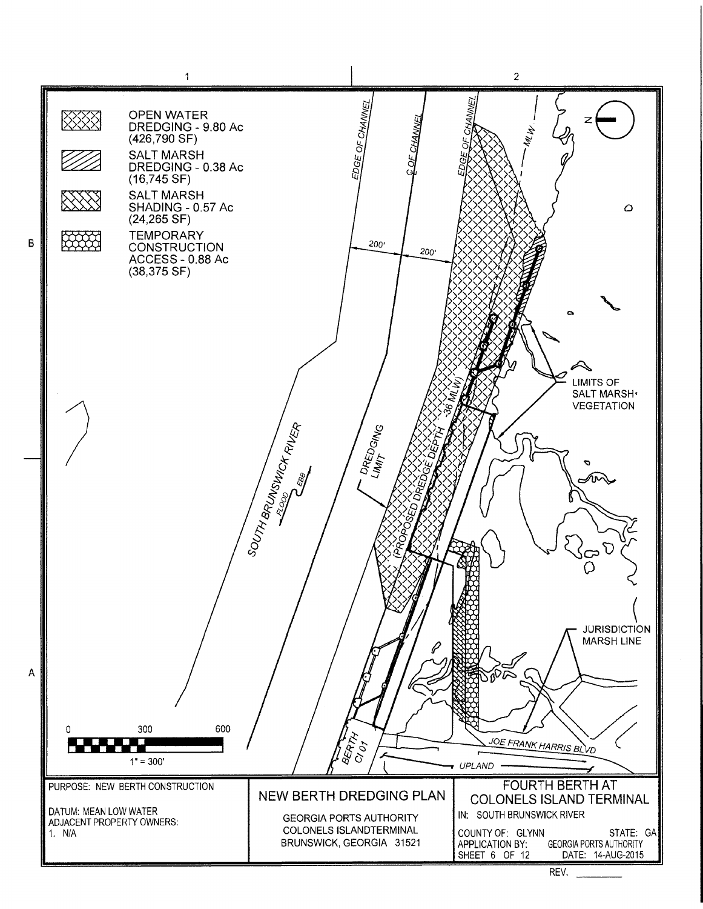OPEN WATER DREDGING - 9.80 Ac (426,790 SF)

SALT MARSH DREDGING - 0.38 Ac (16,745 SF)

SALT MARSH SHADING - 0.57 Ac (24,265 SF)

TEMPORARY CONSTRUCTION ACCESS - 0.88 Ac (38,375 SF)

EDGE OF CHANNEL

℄ OF CHANNEL

EDGE OF CHANNEL

MLW

200'

200'

LIMITS OF SALT MARSH VEGETATION

SOUTH BRUNSWICK RIVER

FLOOD

EBB

DREDGING LIMIT

(PROPOSED DREDGE DEPTH -36 MLW)

JURISDICTION MARSH LINE

BERTH CI 01

JOE FRANK HARRIS BLVD

UPLAND

0 300 600

1" = 300'

| PURPOSE: NEW BERTH CONSTRUCTION<br><br>DATUM: MEAN LOW WATER<br>ADJACENT PROPERTY OWNERS:<br>1. N/A | NEW BERTH DREDGING PLAN<br><br>GEORGIA PORTS AUTHORITY<br>COLONELS ISLANDTERMINAL<br>BRUNSWICK, GEORGIA 31521 | FOURTH BERTH AT COLONELS ISLAND TERMINAL<br>IN: SOUTH BRUNSWICK RIVER<br>COUNTY OF: GLYNN STATE: GA<br>APPLICATION BY: GEORGIA PORTS AUTHORITY<br>SHEET 6 OF 12 DATE: 14-AUG-2015 |
|---|---|---|

REV. ________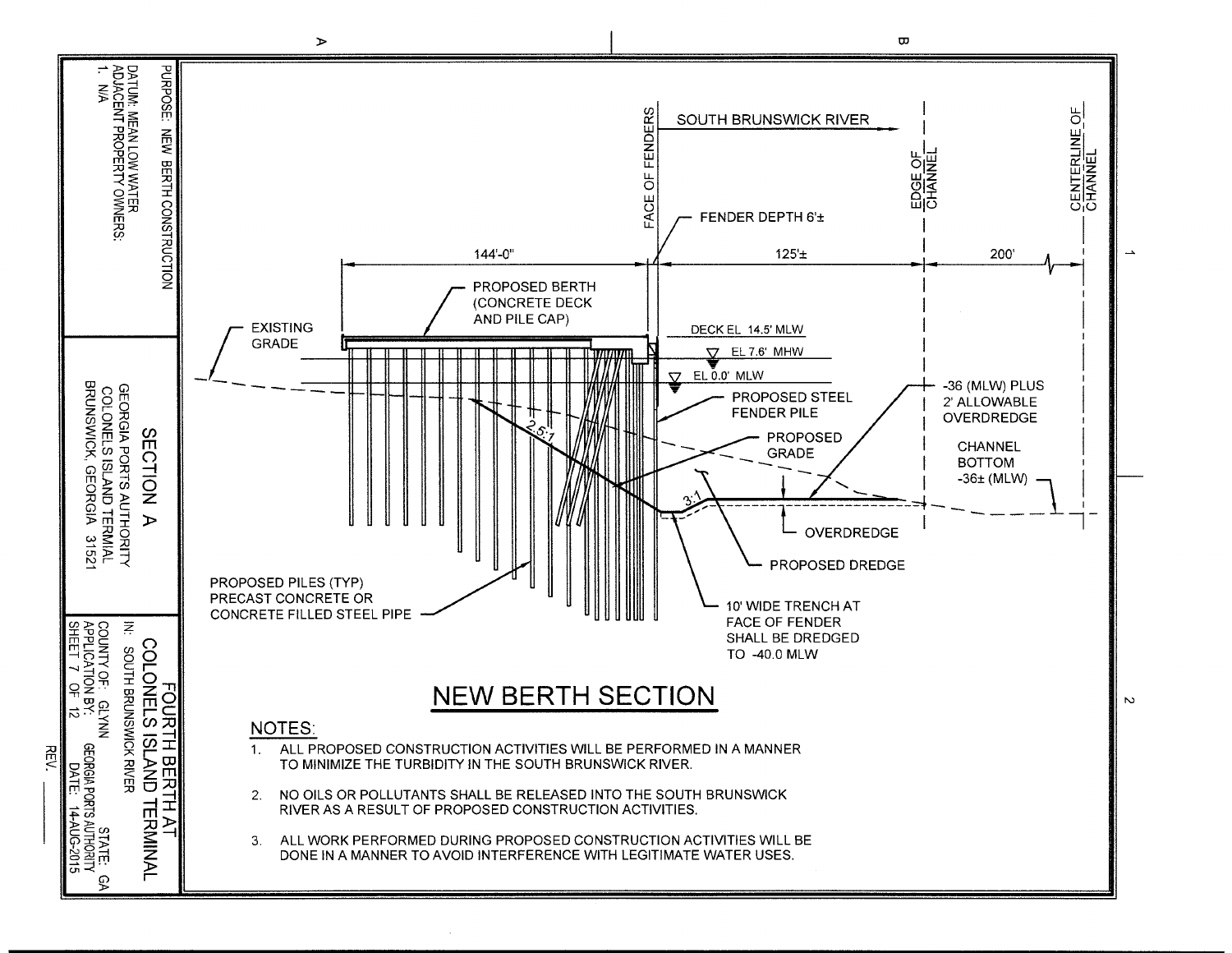## NEW BERTH SECTION

SOUTH BRUNSWICK RIVER

FACE OF FENDERS

EDGE OF CHANNEL

CENTERLINE OF CHANNEL

FENDER DEPTH 6'±

144'-0"

125'±

200'

PROPOSED BERTH (CONCRETE DECK AND PILE CAP)

EXISTING GRADE

DECK EL 14.5' MLW

EL 7.6' MHW

EL 0.0' MLW

PROPOSED STEEL FENDER PILE

-36 (MLW) PLUS 2' ALLOWABLE OVERDREDGE

PROPOSED GRADE

CHANNEL BOTTOM -36± (MLW)

2.5:1

3:1

OVERDREDGE

PROPOSED DREDGE

PROPOSED PILES (TYP) PRECAST CONCRETE OR CONCRETE FILLED STEEL PIPE

10' WIDE TRENCH AT FACE OF FENDER SHALL BE DREDGED TO -40.0 MLW

### NOTES:

1. ALL PROPOSED CONSTRUCTION ACTIVITIES WILL BE PERFORMED IN A MANNER TO MINIMIZE THE TURBIDITY IN THE SOUTH BRUNSWICK RIVER.
2. NO OILS OR POLLUTANTS SHALL BE RELEASED INTO THE SOUTH BRUNSWICK RIVER AS A RESULT OF PROPOSED CONSTRUCTION ACTIVITIES.
3. ALL WORK PERFORMED DURING PROPOSED CONSTRUCTION ACTIVITIES WILL BE DONE IN A MANNER TO AVOID INTERFERENCE WITH LEGITIMATE WATER USES.

PURPOSE: NEW BERTH CONSTRUCTION

DATUM: MEAN LOW WATER

ADJACENT PROPERTY OWNERS:

1. N/A

**SECTION A**

GEORGIA PORTS AUTHORITY
COLONELS ISLAND TERMIAL
BRUNSWICK, GEORGIA 31521

**FOURTH BERTH AT COLONELS ISLAND TERMINAL**

IN: SOUTH BRUNSWICK RIVER

COUNTY OF: GLYNN STATE: GA

APPLICATION BY: GEORGIA PORTS AUTHORITY

SHEET 7 OF 12 DATE: 14-AUG-2015

REV. ____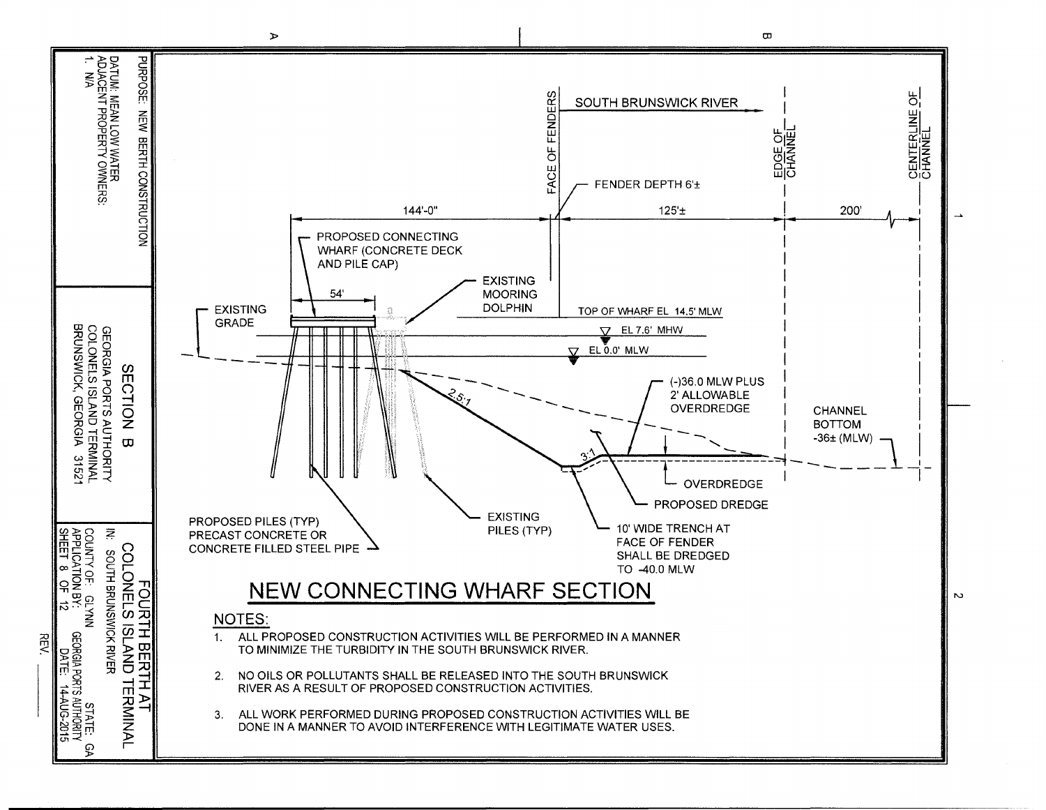SOUTH BRUNSWICK RIVER

FACE OF FENDERS

EDGE OF CHANNEL

CENTERLINE OF CHANNEL

FENDER DEPTH 6'±

144'-0"

125'±

200'

PROPOSED CONNECTING WHARF (CONCRETE DECK AND PILE CAP)

54'

EXISTING MOORING DOLPHIN

EXISTING GRADE

TOP OF WHARF EL 14.5' MLW

EL 7.6' MHW

EL 0.0' MLW

2.5:1

(-)36.0 MLW PLUS 2' ALLOWABLE OVERDREDGE

CHANNEL BOTTOM -36± (MLW)

3:1

OVERDREDGE

PROPOSED DREDGE

PROPOSED PILES (TYP) PRECAST CONCRETE OR CONCRETE FILLED STEEL PIPE

EXISTING PILES (TYP)

10' WIDE TRENCH AT FACE OF FENDER SHALL BE DREDGED TO -40.0 MLW

# NEW CONNECTING WHARF SECTION

NOTES:

1. ALL PROPOSED CONSTRUCTION ACTIVITIES WILL BE PERFORMED IN A MANNER TO MINIMIZE THE TURBIDITY IN THE SOUTH BRUNSWICK RIVER.
2. NO OILS OR POLLUTANTS SHALL BE RELEASED INTO THE SOUTH BRUNSWICK RIVER AS A RESULT OF PROPOSED CONSTRUCTION ACTIVITIES.
3. ALL WORK PERFORMED DURING PROPOSED CONSTRUCTION ACTIVITIES WILL BE DONE IN A MANNER TO AVOID INTERFERENCE WITH LEGITIMATE WATER USES.

PURPOSE: NEW BERTH CONSTRUCTION

DATUM: MEAN LOW WATER

ADJACENT PROPERTY OWNERS:
1. N/A

SECTION B

GEORGIA PORTS AUTHORITY
COLONELS ISLAND TERMINAL
BRUNSWICK, GEORGIA 31521

FOURTH BERTH AT COLONELS ISLAND TERMINAL

IN: SOUTH BRUNSWICK RIVER

COUNTY OF: GLYNN STATE: GA

APPLICATION BY: GEORGIA PORTS AUTHORITY

SHEET 8 OF 12 DATE: 14-AUG-2015

REV. ____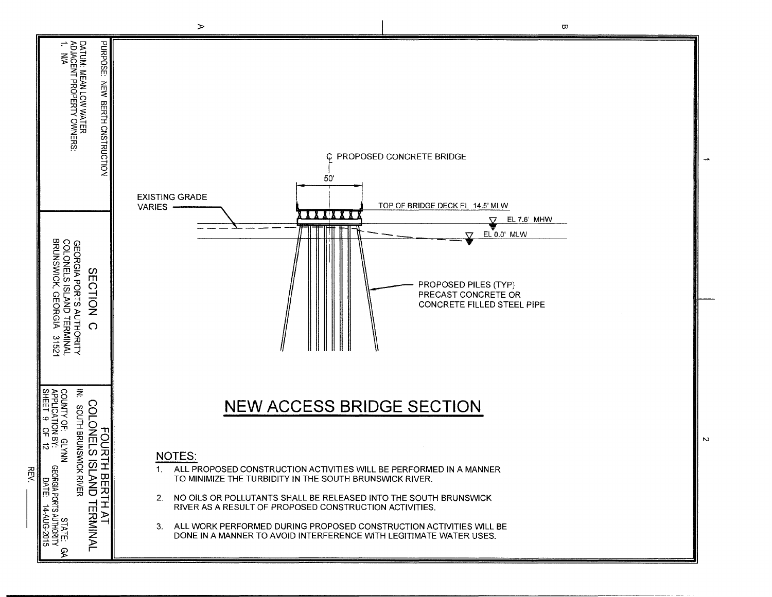PURPOSE: NEW BERTH CNSTRUCTION

DATUM: MEAN LOW WATER

ADJACENT PROPERTY OWNERS:

1. N/A

## SECTION C

GEORGIA PORTS AUTHORITY
COLONELS ISLAND TERMINAL
BRUNSWICK, GEORGIA 31521

### FOURTH BERTH AT COLONELS ISLAND TERMINAL

IN: SOUTH BRUNSWICK RIVER

COUNTY OF: GLYNN STATE: GA

APPLICATION BY: GEORGIA PORTS AUTHORITY

SHEET 9 OF 12 DATE: 14-AUG-2015

REV. \_\_\_\_\_\_

℄ PROPOSED CONCRETE BRIDGE

50'

EXISTING GRADE VARIES

TOP OF BRIDGE DECK EL 14.5' MLW

EL 7.6' MHW

EL 0.0' MLW

PROPOSED PILES (TYP)
PRECAST CONCRETE OR
CONCRETE FILLED STEEL PIPE

# NEW ACCESS BRIDGE SECTION

## NOTES:

1. ALL PROPOSED CONSTRUCTION ACTIVITIES WILL BE PERFORMED IN A MANNER TO MINIMIZE THE TURBIDITY IN THE SOUTH BRUNSWICK RIVER.
2. NO OILS OR POLLUTANTS SHALL BE RELEASED INTO THE SOUTH BRUNSWICK RIVER AS A RESULT OF PROPOSED CONSTRUCTION ACTIVITIES.
3. ALL WORK PERFORMED DURING PROPOSED CONSTRUCTION ACTIVITIES WILL BE DONE IN A MANNER TO AVOID INTERFERENCE WITH LEGITIMATE WATER USES.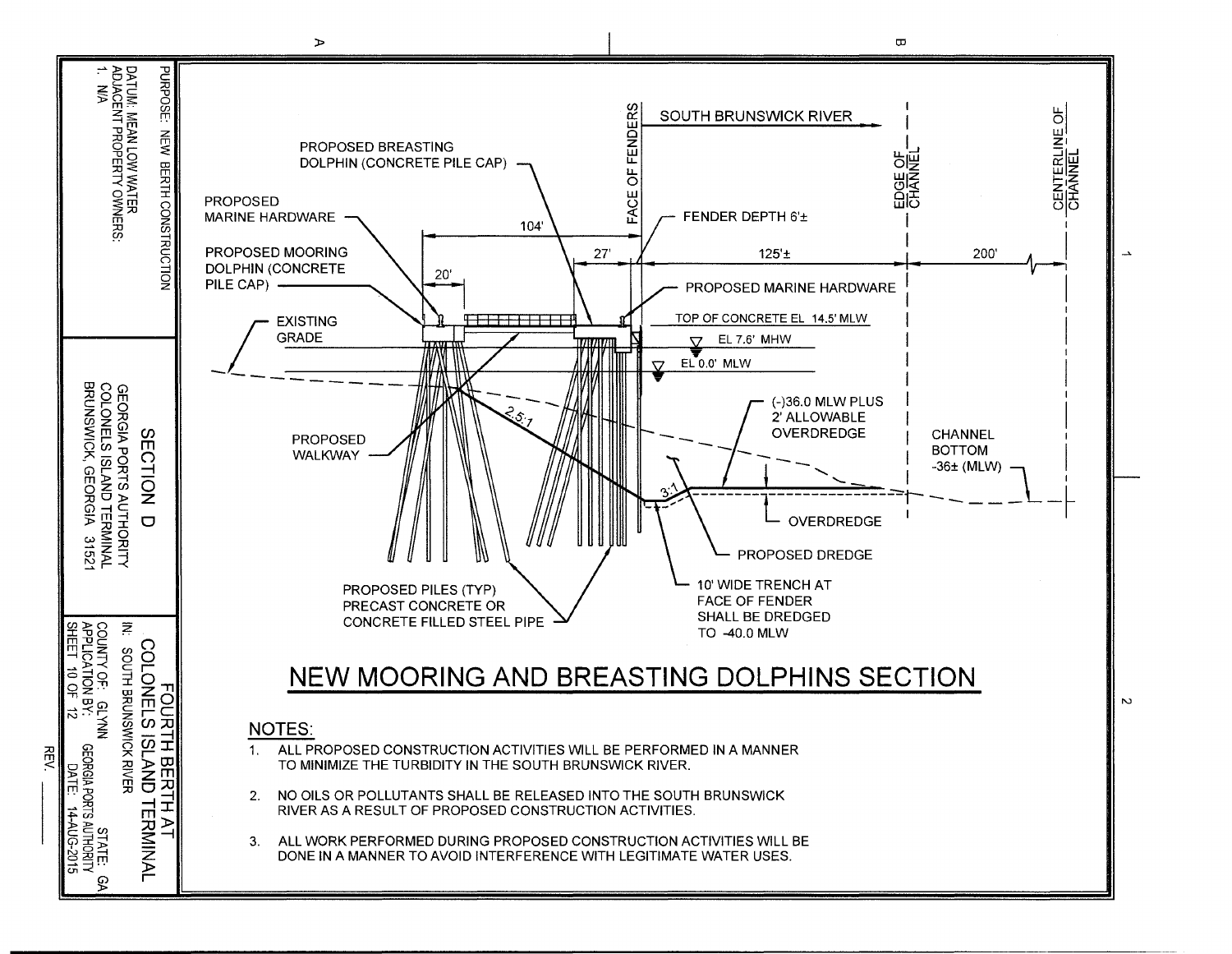# NEW MOORING AND BREASTING DOLPHINS SECTION

SOUTH BRUNSWICK RIVER

FACE OF FENDERS

EDGE OF CHANNEL

CENTERLINE OF CHANNEL

PROPOSED BREASTING DOLPHIN (CONCRETE PILE CAP)

PROPOSED MARINE HARDWARE

PROPOSED MOORING DOLPHIN (CONCRETE PILE CAP)

FENDER DEPTH 6'±

104'

27'

125'±

200'

20'

PROPOSED MARINE HARDWARE

EXISTING GRADE

TOP OF CONCRETE EL 14.5' MLW

EL 7.6' MHW

EL 0.0' MLW

2.5:1

(-)36.0 MLW PLUS 2' ALLOWABLE OVERDREDGE

CHANNEL BOTTOM -36± (MLW)

PROPOSED WALKWAY

3:1

OVERDREDGE

PROPOSED DREDGE

PROPOSED PILES (TYP) PRECAST CONCRETE OR CONCRETE FILLED STEEL PIPE

10' WIDE TRENCH AT FACE OF FENDER SHALL BE DREDGED TO -40.0 MLW

## NOTES:

1. ALL PROPOSED CONSTRUCTION ACTIVITIES WILL BE PERFORMED IN A MANNER TO MINIMIZE THE TURBIDITY IN THE SOUTH BRUNSWICK RIVER.
2. NO OILS OR POLLUTANTS SHALL BE RELEASED INTO THE SOUTH BRUNSWICK RIVER AS A RESULT OF PROPOSED CONSTRUCTION ACTIVITIES.
3. ALL WORK PERFORMED DURING PROPOSED CONSTRUCTION ACTIVITIES WILL BE DONE IN A MANNER TO AVOID INTERFERENCE WITH LEGITIMATE WATER USES.

PURPOSE: NEW BERTH CONSTRUCTION

DATUM: MEAN LOW WATER

ADJACENT PROPERTY OWNERS:

1. N/A

## SECTION D

GEORGIA PORTS AUTHORITY
COLONELS ISLAND TERMINAL
BRUNSWICK, GEORGIA 31521

## FOURTH BERTH AT COLONELS ISLAND TERMINAL

IN: SOUTH BRUNSWICK RIVER

COUNTY OF: GLYNN STATE: GA

APPLICATION BY: GEORGIA PORTS AUTHORITY

SHEET 10 OF 12 DATE: 14-AUG-2015

REV. ____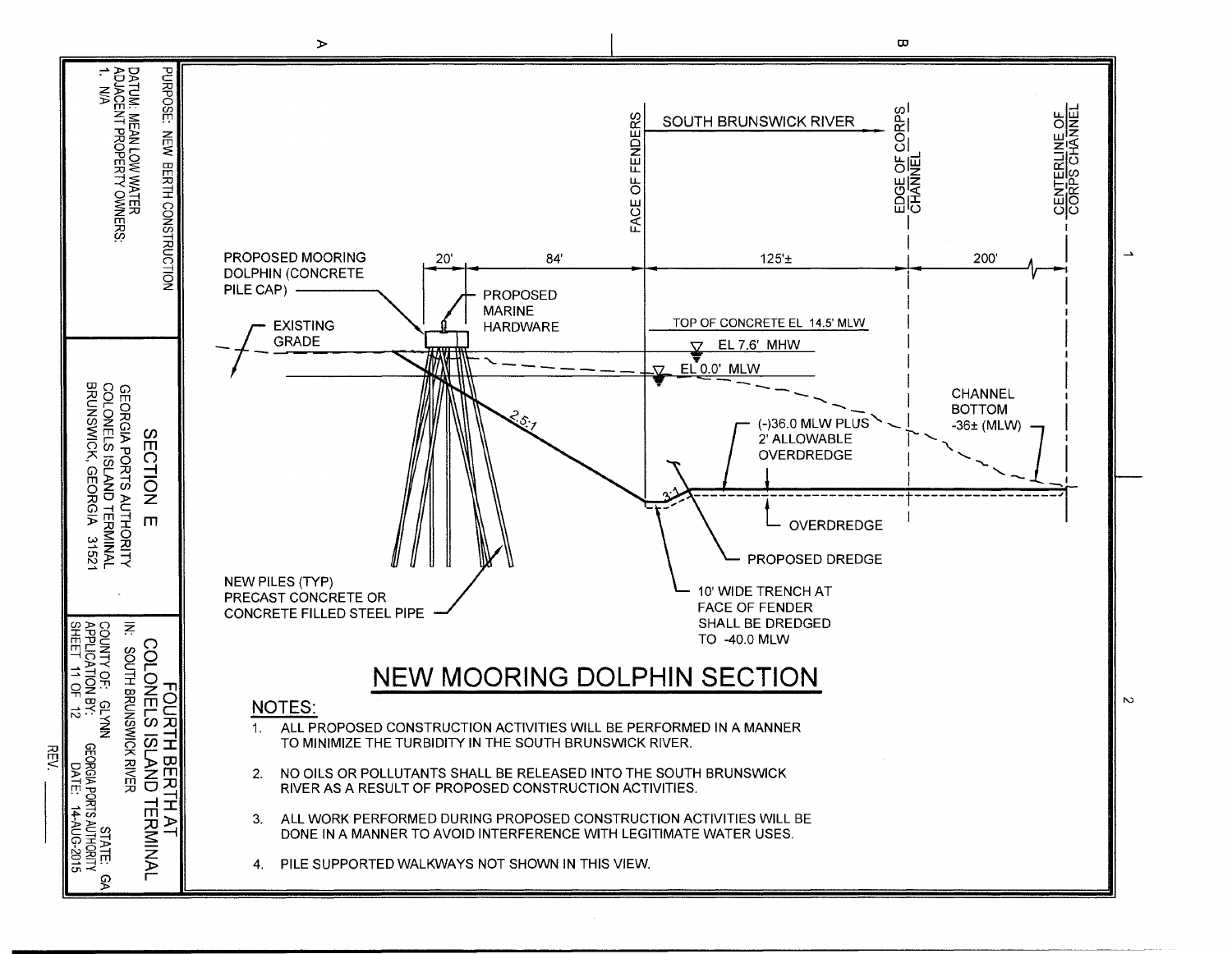# NEW MOORING DOLPHIN SECTION

SOUTH BRUNSWICK RIVER

FACE OF FENDERS

EDGE OF CORPS CHANNEL

CENTERLINE OF CORPS CHANNEL

PROPOSED MOORING DOLPHIN (CONCRETE PILE CAP)

PROPOSED MARINE HARDWARE

EXISTING GRADE

20' | 84' | 125'± | 200'

TOP OF CONCRETE EL 14.5' MLW

EL 7.6' MHW

EL 0.0' MLW

2.5:1

3:1

(-)36.0 MLW PLUS 2' ALLOWABLE OVERDREDGE

CHANNEL BOTTOM -36± (MLW)

OVERDREDGE

PROPOSED DREDGE

NEW PILES (TYP) PRECAST CONCRETE OR CONCRETE FILLED STEEL PIPE

10' WIDE TRENCH AT FACE OF FENDER SHALL BE DREDGED TO -40.0 MLW

## NOTES:

1. ALL PROPOSED CONSTRUCTION ACTIVITIES WILL BE PERFORMED IN A MANNER TO MINIMIZE THE TURBIDITY IN THE SOUTH BRUNSWICK RIVER.
2. NO OILS OR POLLUTANTS SHALL BE RELEASED INTO THE SOUTH BRUNSWICK RIVER AS A RESULT OF PROPOSED CONSTRUCTION ACTIVITIES.
3. ALL WORK PERFORMED DURING PROPOSED CONSTRUCTION ACTIVITIES WILL BE DONE IN A MANNER TO AVOID INTERFERENCE WITH LEGITIMATE WATER USES.
4. PILE SUPPORTED WALKWAYS NOT SHOWN IN THIS VIEW.

PURPOSE: NEW BERTH CONSTRUCTION

DATUM: MEAN LOW WATER

ADJACENT PROPERTY OWNERS:
1. N/A

SECTION E

GEORGIA PORTS AUTHORITY
COLONELS ISLAND TERMINAL
BRUNSWICK, GEORGIA 31521

FOURTH BERTH AT COLONELS ISLAND TERMINAL

IN: SOUTH BRUNSWICK RIVER

COUNTY OF: GLYNN STATE: GA

APPLICATION BY: GEORGIA PORTS AUTHORITY

SHEET 11 OF 12 DATE: 14-AUG-2015

REV. ____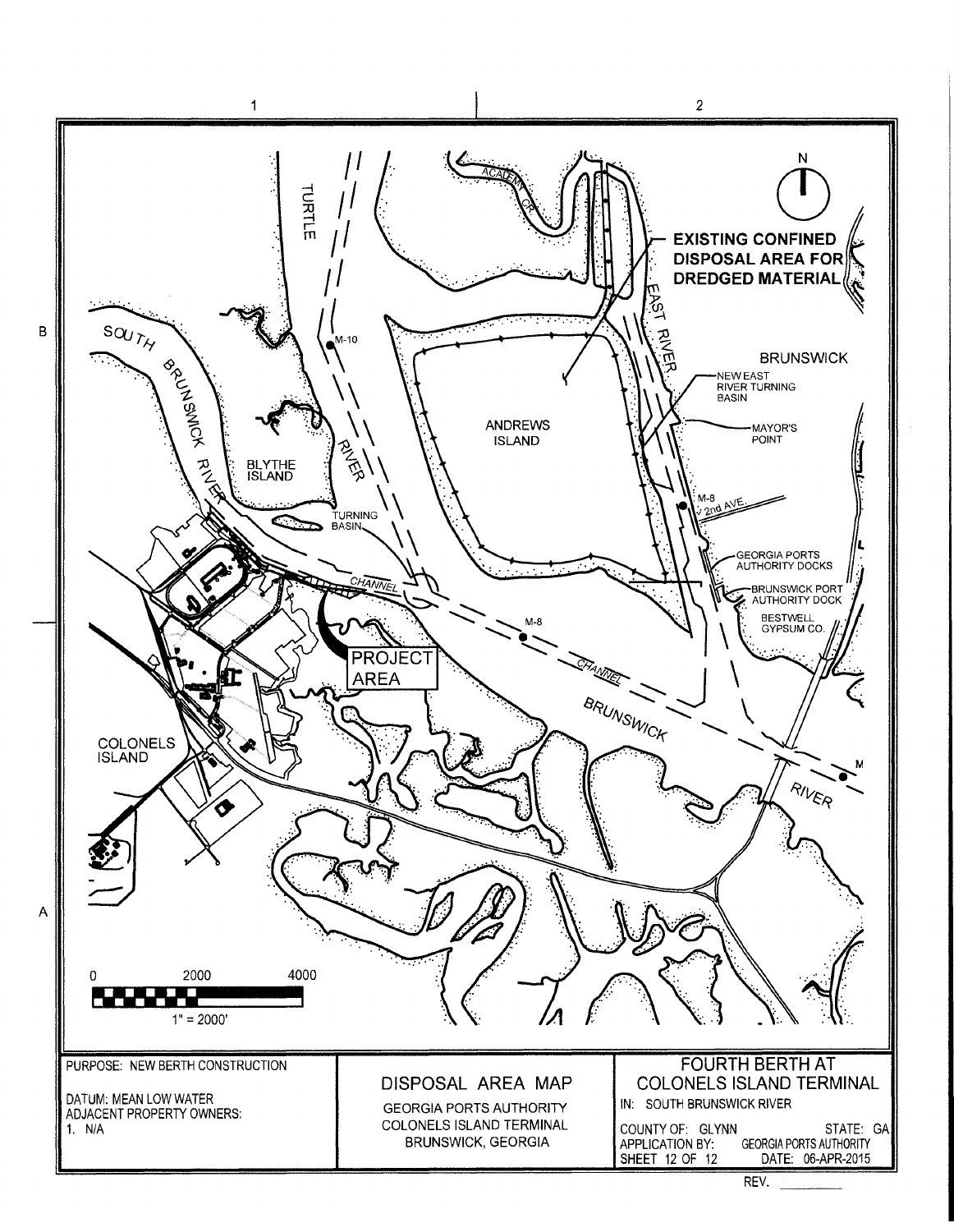EXISTING CONFINED DISPOSAL AREA FOR DREDGED MATERIAL

TURTLE RIVER

ACADEMY CR

EAST RIVER

SOUTH BRUNSWICK RIVER

BLYTHE ISLAND

ANDREWS ISLAND

BRUNSWICK

NEW EAST RIVER TURNING BASIN

MAYOR'S POINT

M-10

M-8

2nd AVE.

TURNING BASIN

CHANNEL

GEORGIA PORTS AUTHORITY DOCKS

BRUNSWICK PORT AUTHORITY DOCK

BESTWELL GYPSUM CO.

PROJECT AREA

BRUNSWICK RIVER

COLONELS ISLAND

N

0 2000 4000

1" = 2000'

| | | |
|---|---|---|
| PURPOSE: NEW BERTH CONSTRUCTION<br><br>DATUM: MEAN LOW WATER<br>ADJACENT PROPERTY OWNERS:<br>1. N/A | DISPOSAL AREA MAP<br><br>GEORGIA PORTS AUTHORITY<br>COLONELS ISLAND TERMINAL<br>BRUNSWICK, GEORGIA | FOURTH BERTH AT COLONELS ISLAND TERMINAL<br>IN: SOUTH BRUNSWICK RIVER<br><br>COUNTY OF: GLYNN STATE: GA<br>APPLICATION BY: GEORGIA PORTS AUTHORITY<br>SHEET 12 OF 12 DATE: 06-APR-2015 |

REV. ________